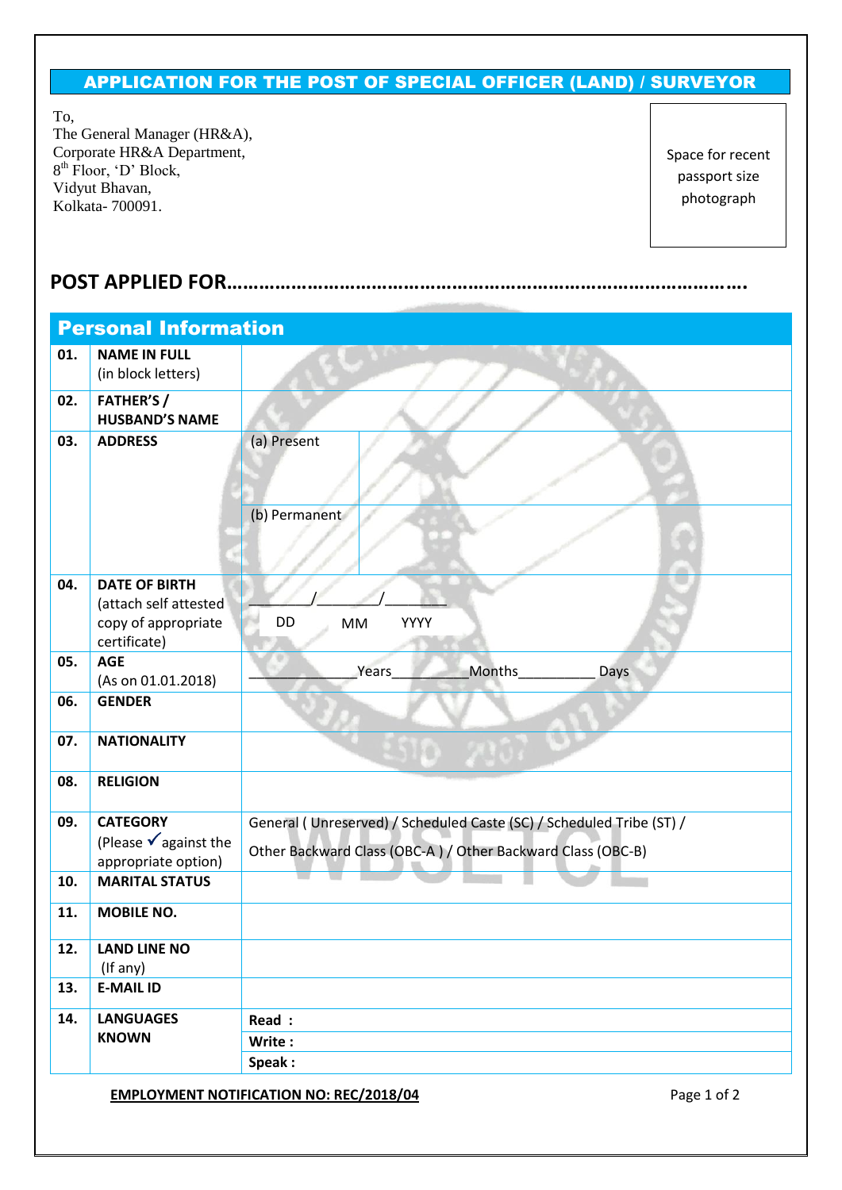# APPLICATION FOR THE POST OF SPECIAL OFFICER (LAND) / SURVEYOR

To,
The General Manager (HR&A),
Corporate HR&A Department,
8th Floor, 'D' Block,
Vidyut Bhavan,
Kolkata- 700091.

Space for recent passport size photograph

## POST APPLIED FOR………………………………………………………………………………….

## Personal Information

| | | | |
|---|---|---|---|
| 01. | **NAME IN FULL** (in block letters) | | |
| 02. | **FATHER'S / HUSBAND'S NAME** | | |
| 03. | **ADDRESS** | (a) Present | |
| | | (b) Permanent | |
| 04. | **DATE OF BIRTH** (attach self attested copy of appropriate certificate) | ________/________/________ DD MM YYYY | |
| 05. | **AGE** (As on 01.01.2018) | ____________Years__________Months__________ Days | |
| 06. | **GENDER** | | |
| 07. | **NATIONALITY** | | |
| 08. | **RELIGION** | | |
| 09. | **CATEGORY** (Please ✓ against the appropriate option) | General ( Unreserved) / Scheduled Caste (SC) / Scheduled Tribe (ST) / Other Backward Class (OBC-A ) / Other Backward Class (OBC-B) | |
| 10. | **MARITAL STATUS** | | |
| 11. | **MOBILE NO.** | | |
| 12. | **LAND LINE NO** (If any) | | |
| 13. | **E-MAIL ID** | | |
| 14. | **LANGUAGES KNOWN** | **Read :** | |
| | | **Write :** | |
| | | **Speak :** | |

**EMPLOYMENT NOTIFICATION NO: REC/2018/04**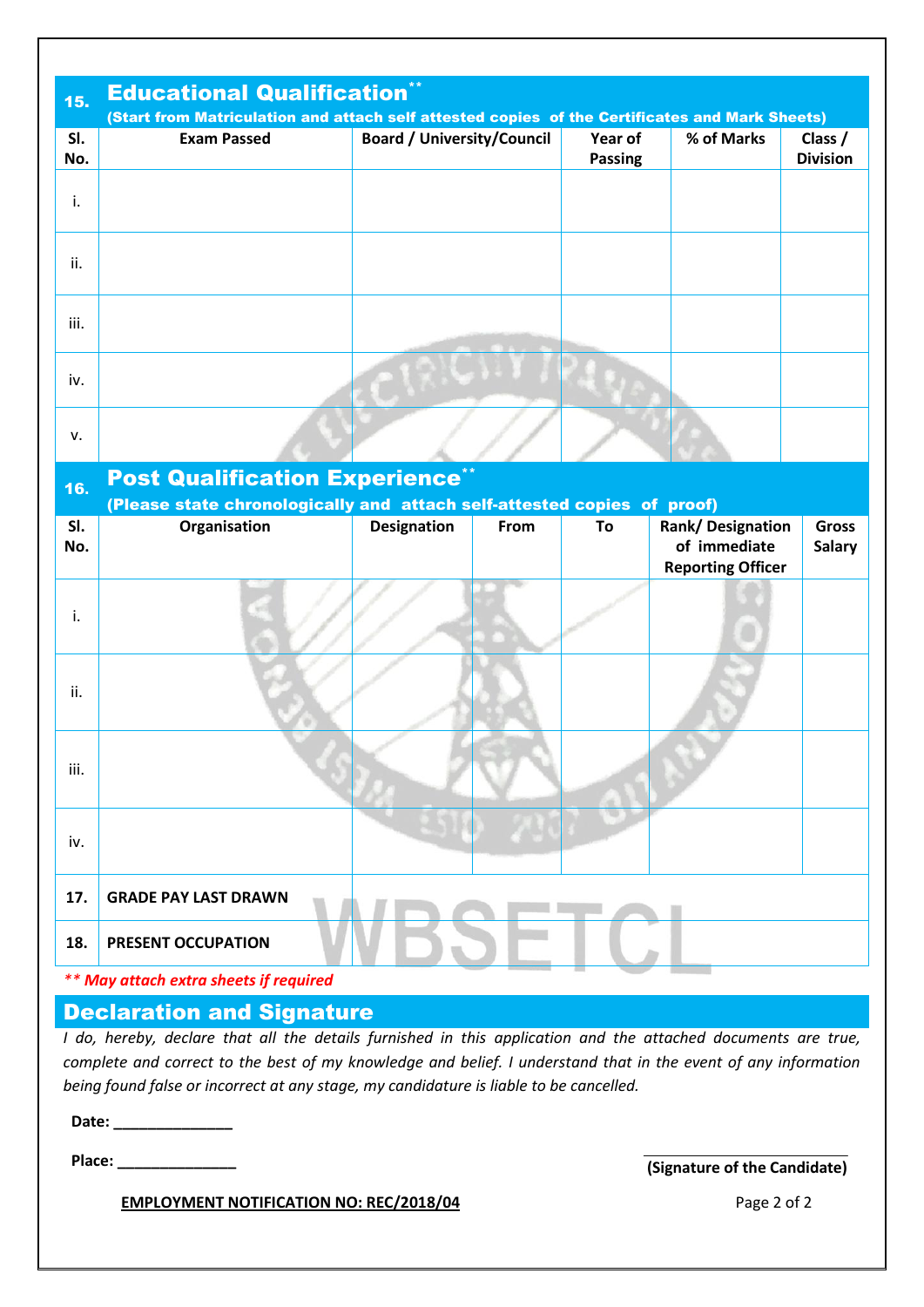## 15. Educational Qualification**

**(Start from Matriculation and attach self attested copies of the Certificates and Mark Sheets)**

| Sl. No. | Exam Passed | Board / University/Council | Year of Passing | % of Marks | Class / Division |
|---|---|---|---|---|---|
| i. | | | | | |
| ii. | | | | | |
| iii. | | | | | |
| iv. | | | | | |
| v. | | | | | |

## 16. Post Qualification Experience**

**(Please state chronologically and attach self-attested copies of proof)**

| Sl. No. | Organisation | Designation | From | To | Rank/ Designation of immediate Reporting Officer | Gross Salary |
|---|---|---|---|---|---|---|
| i. | | | | | | |
| ii. | | | | | | |
| iii. | | | | | | |
| iv. | | | | | | |

| | | |
|---|---|---|
| **17.** | **GRADE PAY LAST DRAWN** | |
| **18.** | **PRESENT OCCUPATION** | |

*** May attach extra sheets if required*

## Declaration and Signature

*I do, hereby, declare that all the details furnished in this application and the attached documents are true, complete and correct to the best of my knowledge and belief. I understand that in the event of any information being found false or incorrect at any stage, my candidature is liable to be cancelled.*

**Date:** ______________

**Place:** ______________

**(Signature of the Candidate)**

**EMPLOYMENT NOTIFICATION NO: REC/2018/04**